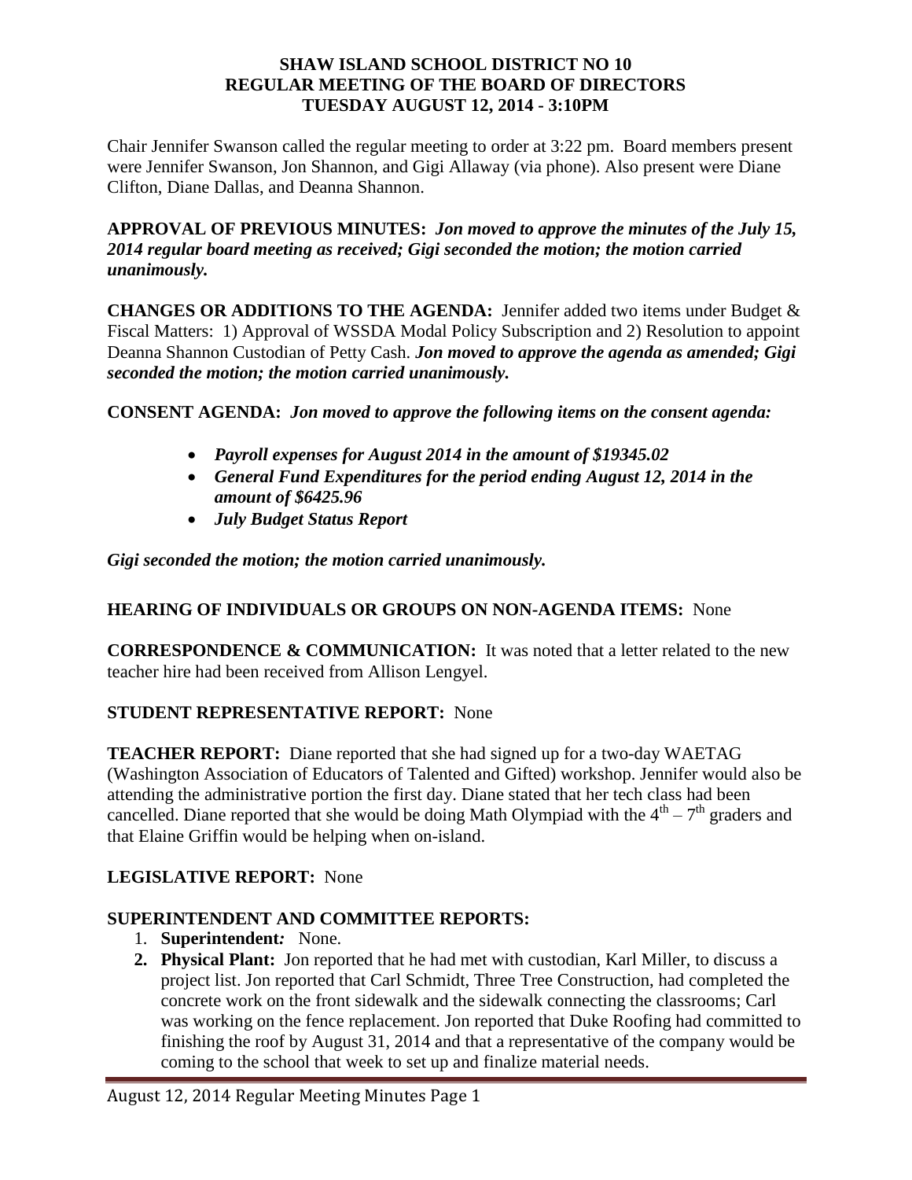# SHAW ISLAND SCHOOL DISTRICT NO 10
## REGULAR MEETING OF THE BOARD OF DIRECTORS
## TUESDAY AUGUST 12, 2014 - 3:10PM

Chair Jennifer Swanson called the regular meeting to order at 3:22 pm. Board members present were Jennifer Swanson, Jon Shannon, and Gigi Allaway (via phone). Also present were Diane Clifton, Diane Dallas, and Deanna Shannon.

**APPROVAL OF PREVIOUS MINUTES:** ***Jon moved to approve the minutes of the July 15, 2014 regular board meeting as received; Gigi seconded the motion; the motion carried unanimously.***

**CHANGES OR ADDITIONS TO THE AGENDA:** Jennifer added two items under Budget & Fiscal Matters: 1) Approval of WSSDA Modal Policy Subscription and 2) Resolution to appoint Deanna Shannon Custodian of Petty Cash. ***Jon moved to approve the agenda as amended; Gigi seconded the motion; the motion carried unanimously.***

**CONSENT AGENDA:** ***Jon moved to approve the following items on the consent agenda:***

- ***Payroll expenses for August 2014 in the amount of $19345.02***
- ***General Fund Expenditures for the period ending August 12, 2014 in the amount of $6425.96***
- ***July Budget Status Report***

***Gigi seconded the motion; the motion carried unanimously.***

**HEARING OF INDIVIDUALS OR GROUPS ON NON-AGENDA ITEMS:** None

**CORRESPONDENCE & COMMUNICATION:** It was noted that a letter related to the new teacher hire had been received from Allison Lengyel.

**STUDENT REPRESENTATIVE REPORT:** None

**TEACHER REPORT:** Diane reported that she had signed up for a two-day WAETAG (Washington Association of Educators of Talented and Gifted) workshop. Jennifer would also be attending the administrative portion the first day. Diane stated that her tech class had been cancelled. Diane reported that she would be doing Math Olympiad with the 4th – 7th graders and that Elaine Griffin would be helping when on-island.

**LEGISLATIVE REPORT:** None

**SUPERINTENDENT AND COMMITTEE REPORTS:**

1. **Superintendent*:*** None.
2. **Physical Plant:** Jon reported that he had met with custodian, Karl Miller, to discuss a project list. Jon reported that Carl Schmidt, Three Tree Construction, had completed the concrete work on the front sidewalk and the sidewalk connecting the classrooms; Carl was working on the fence replacement. Jon reported that Duke Roofing had committed to finishing the roof by August 31, 2014 and that a representative of the company would be coming to the school that week to set up and finalize material needs.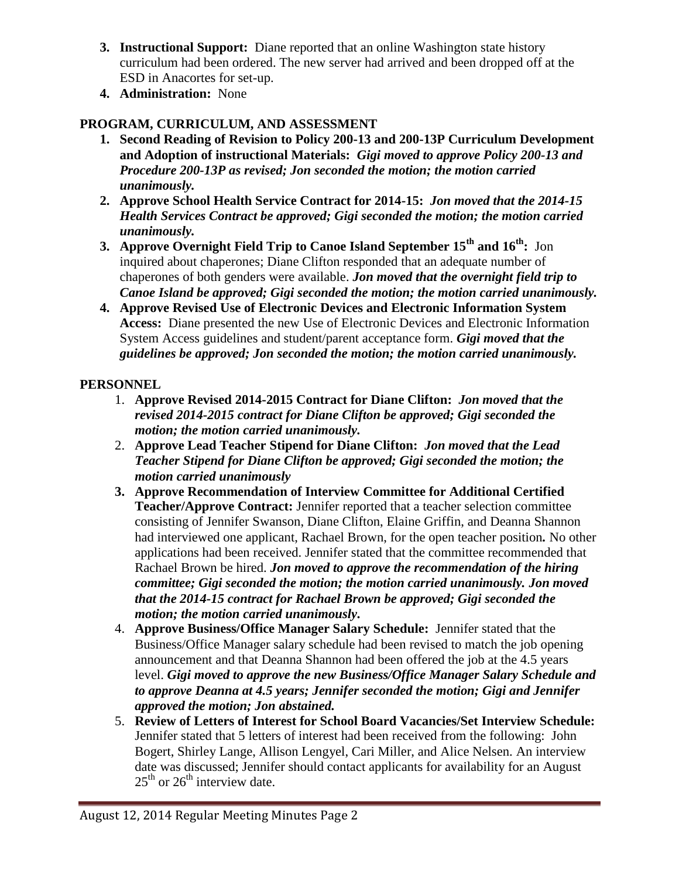3. **Instructional Support:** Diane reported that an online Washington state history curriculum had been ordered. The new server had arrived and been dropped off at the ESD in Anacortes for set-up.
4. **Administration:** None

## PROGRAM, CURRICULUM, AND ASSESSMENT

1. **Second Reading of Revision to Policy 200-13 and 200-13P Curriculum Development and Adoption of instructional Materials:** ***Gigi moved to approve Policy 200-13 and Procedure 200-13P as revised; Jon seconded the motion; the motion carried unanimously.***
2. **Approve School Health Service Contract for 2014-15:** ***Jon moved that the 2014-15 Health Services Contract be approved; Gigi seconded the motion; the motion carried unanimously.***
3. **Approve Overnight Field Trip to Canoe Island September 15th and 16th:** Jon inquired about chaperones; Diane Clifton responded that an adequate number of chaperones of both genders were available. ***Jon moved that the overnight field trip to Canoe Island be approved; Gigi seconded the motion; the motion carried unanimously.***
4. **Approve Revised Use of Electronic Devices and Electronic Information System Access:** Diane presented the new Use of Electronic Devices and Electronic Information System Access guidelines and student/parent acceptance form. ***Gigi moved that the guidelines be approved; Jon seconded the motion; the motion carried unanimously.***

## PERSONNEL

1. **Approve Revised 2014-2015 Contract for Diane Clifton:** ***Jon moved that the revised 2014-2015 contract for Diane Clifton be approved; Gigi seconded the motion; the motion carried unanimously.***
2. **Approve Lead Teacher Stipend for Diane Clifton:** ***Jon moved that the Lead Teacher Stipend for Diane Clifton be approved; Gigi seconded the motion; the motion carried unanimously***
3. **Approve Recommendation of Interview Committee for Additional Certified Teacher/Approve Contract:** Jennifer reported that a teacher selection committee consisting of Jennifer Swanson, Diane Clifton, Elaine Griffin, and Deanna Shannon had interviewed one applicant, Rachael Brown, for the open teacher position**.** No other applications had been received. Jennifer stated that the committee recommended that Rachael Brown be hired. ***Jon moved to approve the recommendation of the hiring committee; Gigi seconded the motion; the motion carried unanimously. Jon moved that the 2014-15 contract for Rachael Brown be approved; Gigi seconded the motion; the motion carried unanimously.***
4. **Approve Business/Office Manager Salary Schedule:** Jennifer stated that the Business/Office Manager salary schedule had been revised to match the job opening announcement and that Deanna Shannon had been offered the job at the 4.5 years level. ***Gigi moved to approve the new Business/Office Manager Salary Schedule and to approve Deanna at 4.5 years; Jennifer seconded the motion; Gigi and Jennifer approved the motion; Jon abstained.***
5. **Review of Letters of Interest for School Board Vacancies/Set Interview Schedule:** Jennifer stated that 5 letters of interest had been received from the following: John Bogert, Shirley Lange, Allison Lengyel, Cari Miller, and Alice Nelsen. An interview date was discussed; Jennifer should contact applicants for availability for an August 25th or 26th interview date.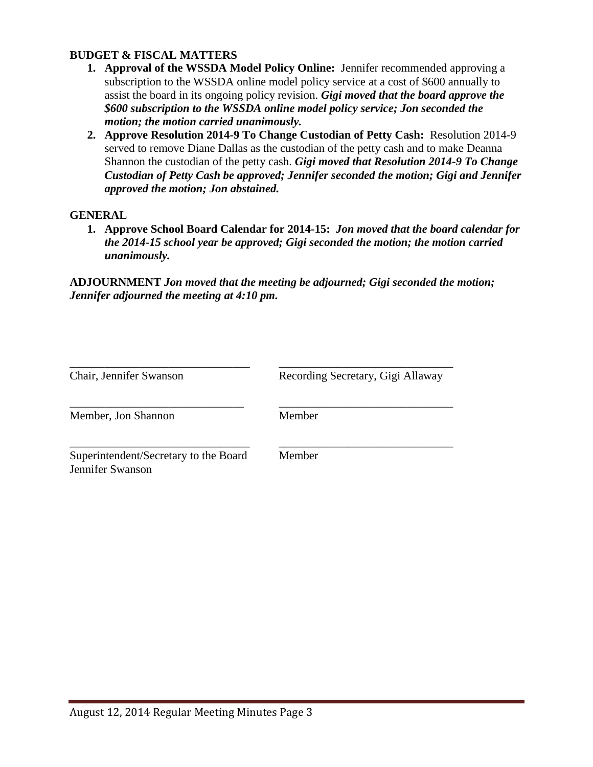**BUDGET & FISCAL MATTERS**

1. **Approval of the WSSDA Model Policy Online:** Jennifer recommended approving a subscription to the WSSDA online model policy service at a cost of $600 annually to assist the board in its ongoing policy revision. ***Gigi moved that the board approve the $600 subscription to the WSSDA online model policy service; Jon seconded the motion; the motion carried unanimously.***
2. **Approve Resolution 2014-9 To Change Custodian of Petty Cash:** Resolution 2014-9 served to remove Diane Dallas as the custodian of the petty cash and to make Deanna Shannon the custodian of the petty cash. ***Gigi moved that Resolution 2014-9 To Change Custodian of Petty Cash be approved; Jennifer seconded the motion; Gigi and Jennifer approved the motion; Jon abstained.***

**GENERAL**

1. **Approve School Board Calendar for 2014-15:** ***Jon moved that the board calendar for the 2014-15 school year be approved; Gigi seconded the motion; the motion carried unanimously.***

**ADJOURNMENT** ***Jon moved that the meeting be adjourned; Gigi seconded the motion; Jennifer adjourned the meeting at 4:10 pm.***

\_\_\_\_\_\_\_\_\_\_\_\_\_\_\_\_\_\_\_\_\_\_\_\_\_\_\_\_\_\_\_
Chair, Jennifer Swanson

\_\_\_\_\_\_\_\_\_\_\_\_\_\_\_\_\_\_\_\_\_\_\_\_\_\_\_\_\_\_\_
Recording Secretary, Gigi Allaway

\_\_\_\_\_\_\_\_\_\_\_\_\_\_\_\_\_\_\_\_\_\_\_\_\_\_\_\_\_\_\_
Member, Jon Shannon

\_\_\_\_\_\_\_\_\_\_\_\_\_\_\_\_\_\_\_\_\_\_\_\_\_\_\_\_\_\_\_
Member

\_\_\_\_\_\_\_\_\_\_\_\_\_\_\_\_\_\_\_\_\_\_\_\_\_\_\_\_\_\_\_
Superintendent/Secretary to the Board
Jennifer Swanson

\_\_\_\_\_\_\_\_\_\_\_\_\_\_\_\_\_\_\_\_\_\_\_\_\_\_\_\_\_\_\_
Member